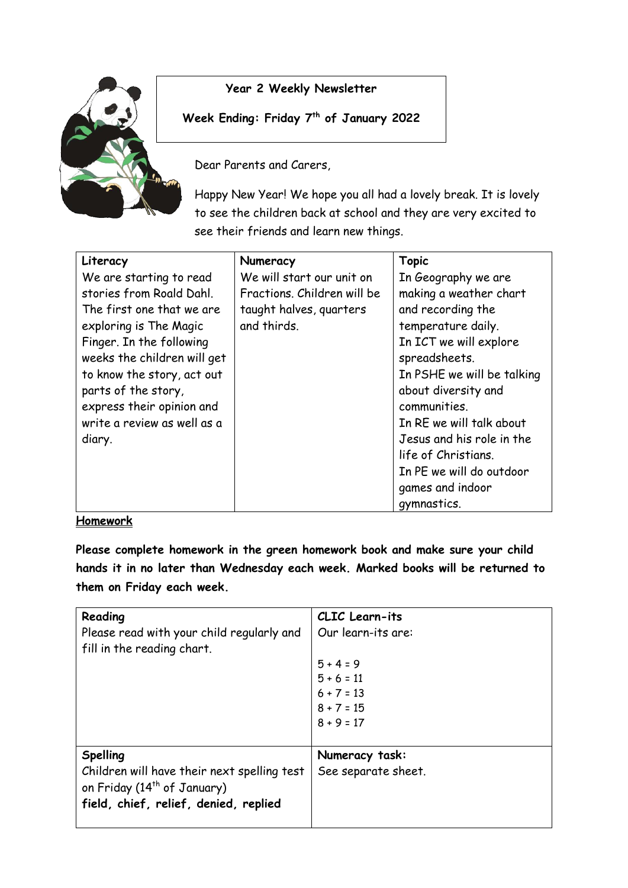**Year 2 Weekly Newsletter**

**Week Ending: Friday 7th of January 2022**

Dear Parents and Carers,

Happy New Year! We hope you all had a lovely break. It is lovely to see the children back at school and they are very excited to see their friends and learn new things.

| Literacy | Numeracy | Topic |
|---|---|---|
| We are starting to read stories from Roald Dahl. The first one that we are exploring is The Magic Finger. In the following weeks the children will get to know the story, act out parts of the story, express their opinion and write a review as well as a diary. | We will start our unit on Fractions. Children will be taught halves, quarters and thirds. | In Geography we are making a weather chart and recording the temperature daily.<br>In ICT we will explore spreadsheets.<br>In PSHE we will be talking about diversity and communities.<br>In RE we will talk about Jesus and his role in the life of Christians.<br>In PE we will do outdoor games and indoor gymnastics. |

**Homework**

**Please complete homework in the green homework book and make sure your child hands it in no later than Wednesday each week. Marked books will be returned to them on Friday each week.**

| Reading | CLIC Learn-its |
|---|---|
| Please read with your child regularly and fill in the reading chart. | Our learn-its are:<br><br>5 + 4 = 9<br>5 + 6 = 11<br>6 + 7 = 13<br>8 + 7 = 15<br>8 + 9 = 17 |
| **Spelling**<br>Children will have their next spelling test on Friday (14th of January)<br>**field, chief, relief, denied, replied** | **Numeracy task:**<br>See separate sheet. |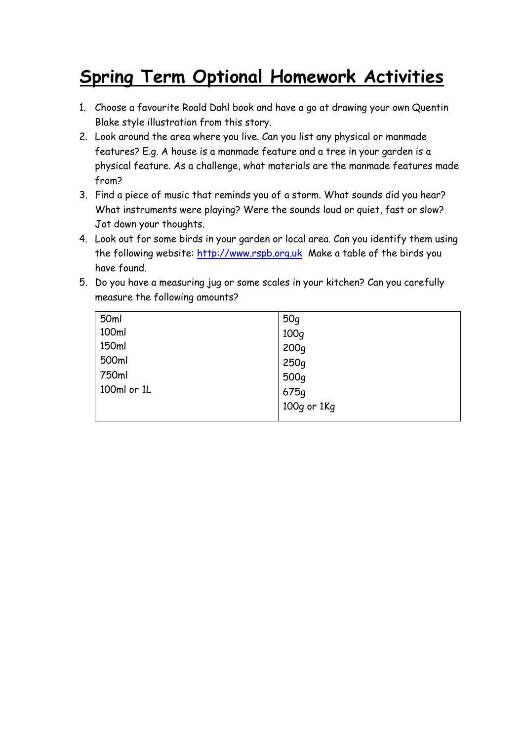# Spring Term Optional Homework Activities

1. Choose a favourite Roald Dahl book and have a go at drawing your own Quentin Blake style illustration from this story.
2. Look around the area where you live. Can you list any physical or manmade features? E.g. A house is a manmade feature and a tree in your garden is a physical feature. As a challenge, what materials are the manmade features made from?
3. Find a piece of music that reminds you of a storm. What sounds did you hear? What instruments were playing? Were the sounds loud or quiet, fast or slow? Jot down your thoughts.
4. Look out for some birds in your garden or local area. Can you identify them using the following website: [http://www.rspb.org.uk](http://www.rspb.org.uk) Make a table of the birds you have found.
5. Do you have a measuring jug or some scales in your kitchen? Can you carefully measure the following amounts?

| | |
|---|---|
| 50ml<br>100ml<br>150ml<br>500ml<br>750ml<br>100ml or 1L | 50g<br>100g<br>200g<br>250g<br>500g<br>675g<br>100g or 1Kg |